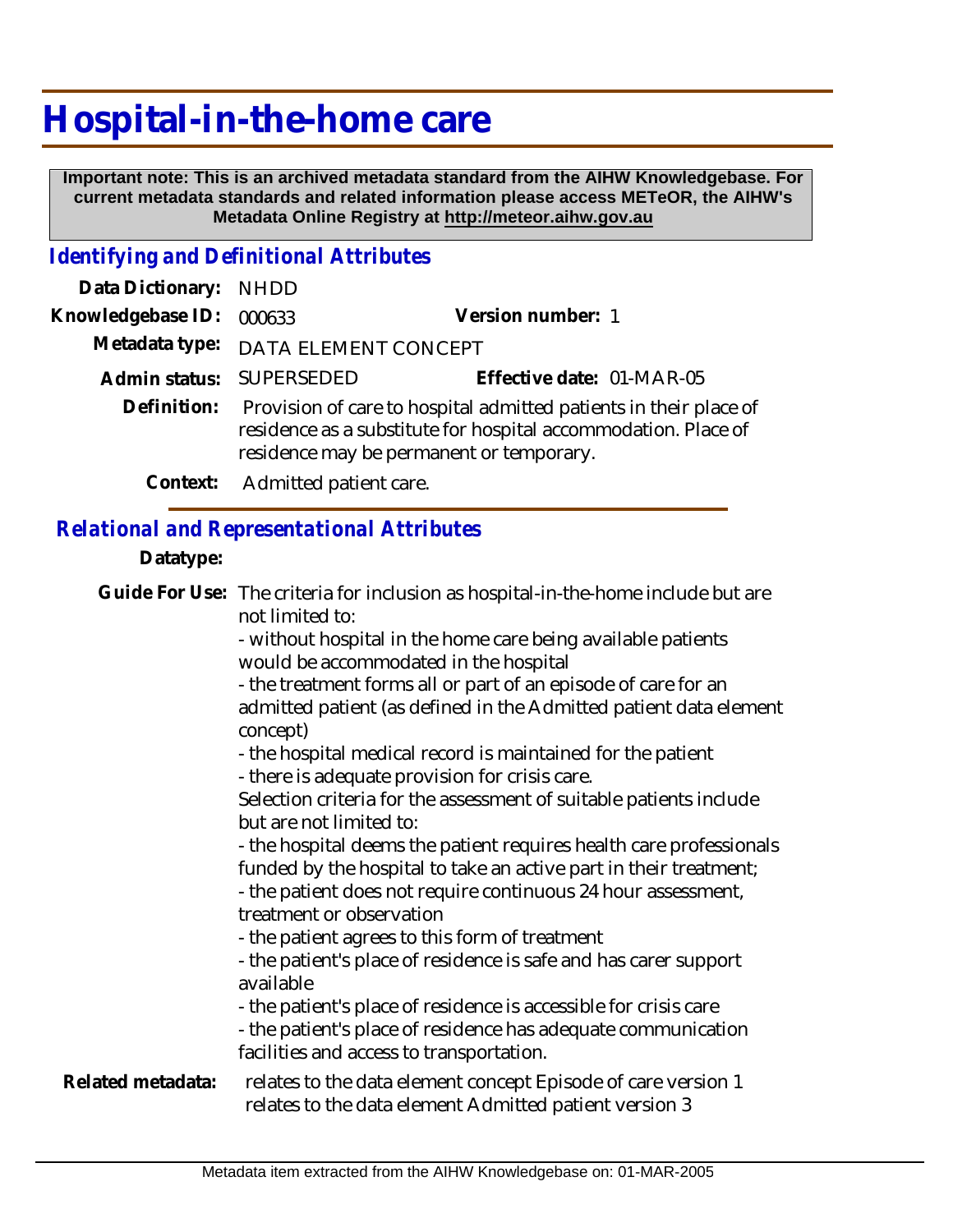# Hospital-in-the-home care

**Important note: This is an archived metadata standard from the AIHW Knowledgebase. For current metadata standards and related information please access METeOR, the AIHW's Metadata Online Registry at http://meteor.aihw.gov.au**

## *Identifying and Definitional Attributes*

**Data Dictionary:** NHDD

**Knowledgebase ID:** 000633 **Version number:** 1

**Metadata type:** DATA ELEMENT CONCEPT

**Admin status:** SUPERSEDED **Effective date:** 01-MAR-05

**Definition:** Provision of care to hospital admitted patients in their place of residence as a substitute for hospital accommodation. Place of residence may be permanent or temporary.

**Context:** Admitted patient care.

## *Relational and Representational Attributes*

**Datatype:**

**Guide For Use:** The criteria for inclusion as hospital-in-the-home include but are not limited to:

- without hospital in the home care being available patients would be accommodated in the hospital
- the treatment forms all or part of an episode of care for an admitted patient (as defined in the Admitted patient data element concept)
- the hospital medical record is maintained for the patient
- there is adequate provision for crisis care.

Selection criteria for the assessment of suitable patients include but are not limited to:

- the hospital deems the patient requires health care professionals funded by the hospital to take an active part in their treatment;
- the patient does not require continuous 24 hour assessment, treatment or observation
- the patient agrees to this form of treatment
- the patient's place of residence is safe and has carer support available
- the patient's place of residence is accessible for crisis care
- the patient's place of residence has adequate communication facilities and access to transportation.

**Related metadata:** relates to the data element concept Episode of care version 1
relates to the data element Admitted patient version 3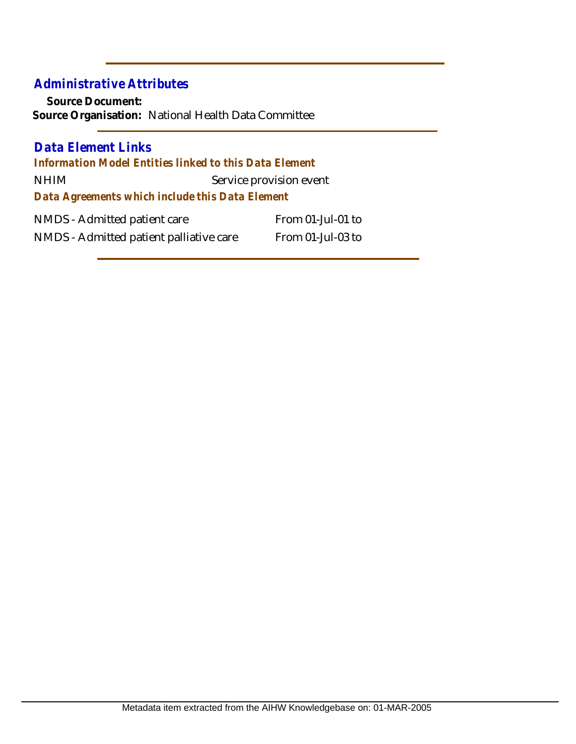## Administrative Attributes

**Source Document:**

**Source Organisation:** National Health Data Committee

## Data Element Links

### Information Model Entities linked to this Data Element

| | |
|---|---|
| NHIM | Service provision event |

### Data Agreements which include this Data Element

| | |
|---|---|
| NMDS - Admitted patient care | From 01-Jul-01 to |
| NMDS - Admitted patient palliative care | From 01-Jul-03 to |

Metadata item extracted from the AIHW Knowledgebase on: 01-MAR-2005